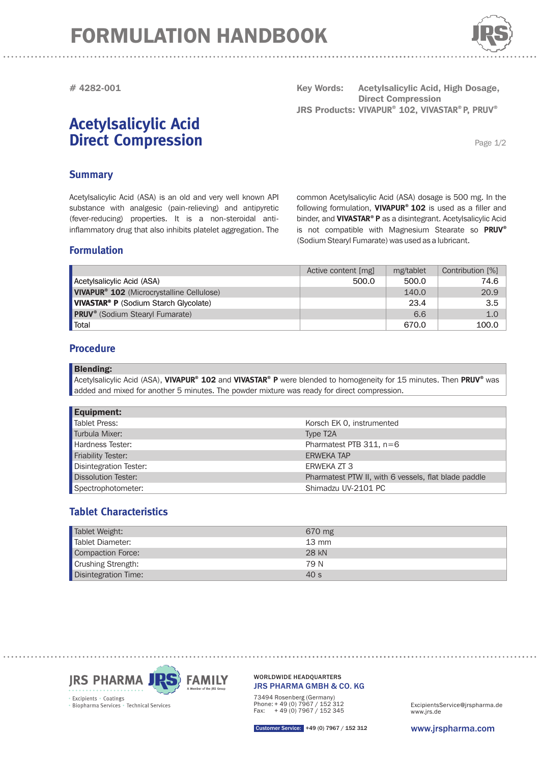# FORMULATION HANDBOOK

# 4282-001

**Key Words:** Acetylsalicylic Acid, High Dosage, Direct Compression

**JRS Products:** VIVAPUR® 102, VIVASTAR® P, PRUV®

## Acetylsalicylic Acid Direct Compression

### Summary

Acetylsalicylic Acid (ASA) is an old and very well known API substance with analgesic (pain-relieving) and antipyretic (fever-reducing) properties. It is a non-steroidal anti-inflammatory drug that also inhibits platelet aggregation. The common Acetylsalicylic Acid (ASA) dosage is 500 mg. In the following formulation, **VIVAPUR® 102** is used as a filler and binder, and **VIVASTAR® P** as a disintegrant. Acetylsalicylic Acid is not compatible with Magnesium Stearate so **PRUV®** (Sodium Stearyl Fumarate) was used as a lubricant.

### Formulation

| | Active content [mg] | mg/tablet | Contribution [%] |
|---|---|---|---|
| Acetylsalicylic Acid (ASA) | 500.0 | 500.0 | 74.6 |
| **VIVAPUR® 102** (Microcrystalline Cellulose) | | 140.0 | 20.9 |
| **VIVASTAR® P** (Sodium Starch Glycolate) | | 23.4 | 3.5 |
| **PRUV®** (Sodium Stearyl Fumarate) | | 6.6 | 1.0 |
| Total | | 670.0 | 100.0 |

### Procedure

**Blending:**

Acetylsalicylic Acid (ASA), **VIVAPUR® 102** and **VIVASTAR® P** were blended to homogeneity for 15 minutes. Then **PRUV®** was added and mixed for another 5 minutes. The powder mixture was ready for direct compression.

| **Equipment:** | |
|---|---|
| Tablet Press: | Korsch EK 0, instrumented |
| Turbula Mixer: | Type T2A |
| Hardness Tester: | Pharmatest PTB 311, n=6 |
| Friability Tester: | ERWEKA TAP |
| Disintegration Tester: | ERWEKA ZT 3 |
| Dissolution Tester: | Pharmatest PTW II, with 6 vessels, flat blade paddle |
| Spectrophotometer: | Shimadzu UV-2101 PC |

### Tablet Characteristics

| | |
|---|---|
| Tablet Weight: | 670 mg |
| Tablet Diameter: | 13 mm |
| Compaction Force: | 28 kN |
| Crushing Strength: | 79 N |
| Disintegration Time: | 40 s |

JRS PHARMA FAMILY — Excipients · Coatings · Biopharma Services · Technical Services

WORLDWIDE HEADQUARTERS
JRS PHARMA GMBH & CO. KG
73494 Rosenberg (Germany)
Phone: + 49 (0) 7967 / 152 312
Fax: + 49 (0) 7967 / 152 345

ExcipientsService@jrspharma.de
www.jrs.de

Customer Service: +49 (0) 7967 / 152 312

www.jrspharma.com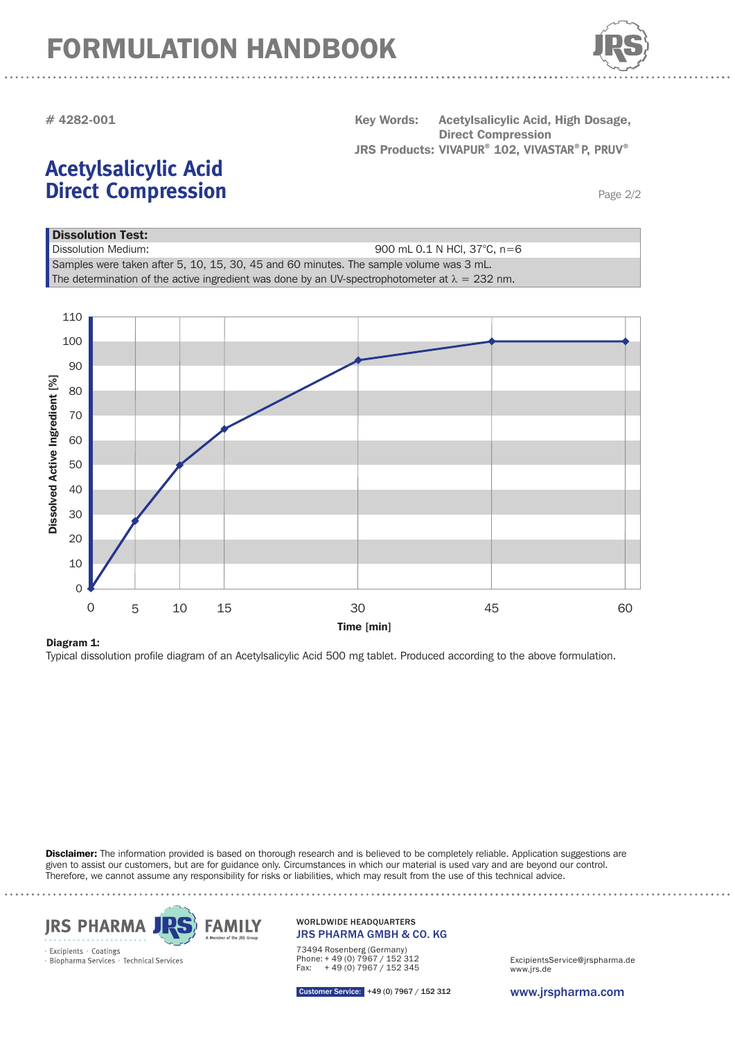# 4282-001

**Key Words:** Acetylsalicylic Acid, High Dosage, Direct Compression
**JRS Products:** VIVAPUR® 102, VIVASTAR® P, PRUV®

# Acetylsalicylic Acid Direct Compression

| **Dissolution Test:** | |
| --- | --- |
| Dissolution Medium: | 900 mL 0.1 N HCl, 37°C, n=6 |
| Samples were taken after 5, 10, 15, 30, 45 and 60 minutes. The sample volume was 3 mL. | |
| The determination of the active ingredient was done by an UV-spectrophotometer at λ = 232 nm. | |

Dissolved Active Ingredient [%]

110
100
90
80
70
60
50
40
30
20
10
0

0 5 10 15 30 45 60

Time [min]

**Diagram 1:**
Typical dissolution profile diagram of an Acetylsalicylic Acid 500 mg tablet. Produced according to the above formulation.

**Disclaimer:** The information provided is based on thorough research and is believed to be completely reliable. Application suggestions are given to assist our customers, but are for guidance only. Circumstances in which our material is used vary and are beyond our control. Therefore, we cannot assume any responsibility for risks or liabilities, which may result from the use of this technical advice.

JRS PHARMA FAMILY
A Member of the JRS Group
Excipients · Coatings · Biopharma Services · Technical Services

WORLDWIDE HEADQUARTERS
JRS PHARMA GMBH & CO. KG
73494 Rosenberg (Germany)
Phone: + 49 (0) 7967 / 152 312
Fax: + 49 (0) 7967 / 152 345

ExcipientsService@jrspharma.de
www.jrs.de

Customer Service: +49 (0) 7967 / 152 312

www.jrspharma.com